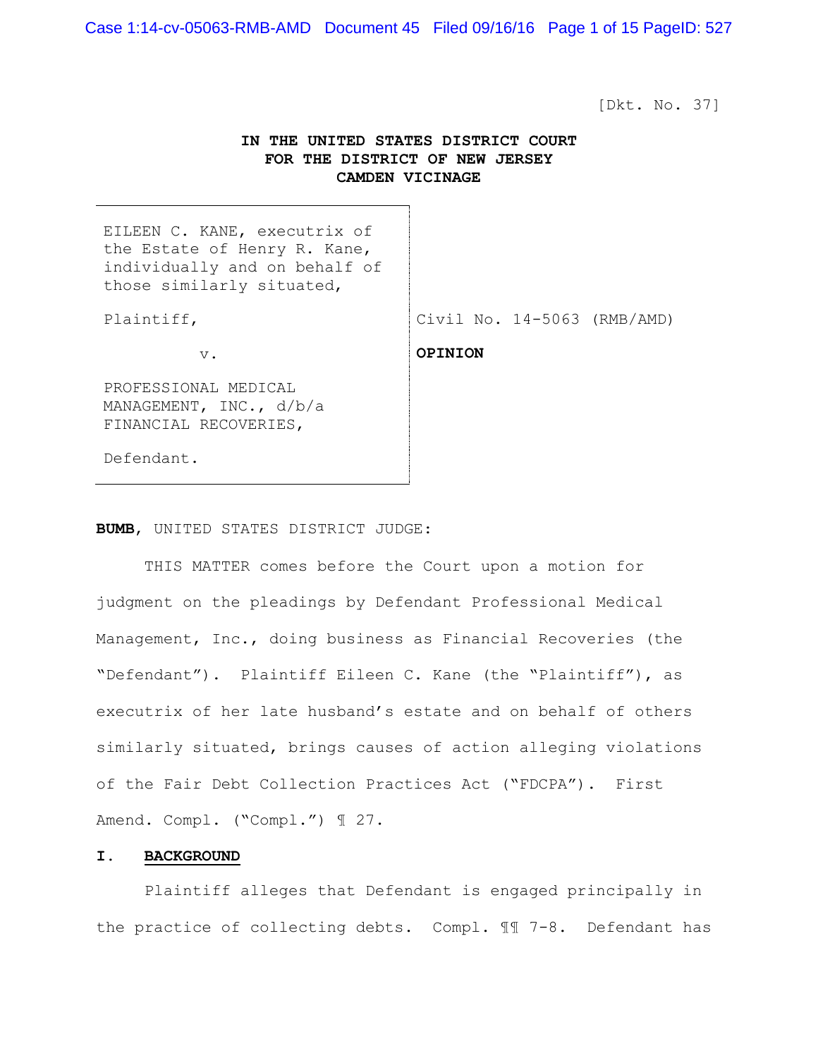[Dkt. No. 37]

**IN THE UNITED STATES DISTRICT COURT**
**FOR THE DISTRICT OF NEW JERSEY**
**CAMDEN VICINAGE**

| | |
|---|---|
| EILEEN C. KANE, executrix of the Estate of Henry R. Kane, individually and on behalf of those similarly situated, | |
| Plaintiff, | Civil No. 14-5063 (RMB/AMD) |
| v. | **OPINION** |
| PROFESSIONAL MEDICAL MANAGEMENT, INC., d/b/a FINANCIAL RECOVERIES, | |
| Defendant. | |

**BUMB**, UNITED STATES DISTRICT JUDGE:

THIS MATTER comes before the Court upon a motion for judgment on the pleadings by Defendant Professional Medical Management, Inc., doing business as Financial Recoveries (the "Defendant"). Plaintiff Eileen C. Kane (the "Plaintiff"), as executrix of her late husband's estate and on behalf of others similarly situated, brings causes of action alleging violations of the Fair Debt Collection Practices Act ("FDCPA"). First Amend. Compl. ("Compl.") ¶ 27.

## I. BACKGROUND

Plaintiff alleges that Defendant is engaged principally in the practice of collecting debts. Compl. ¶¶ 7-8. Defendant has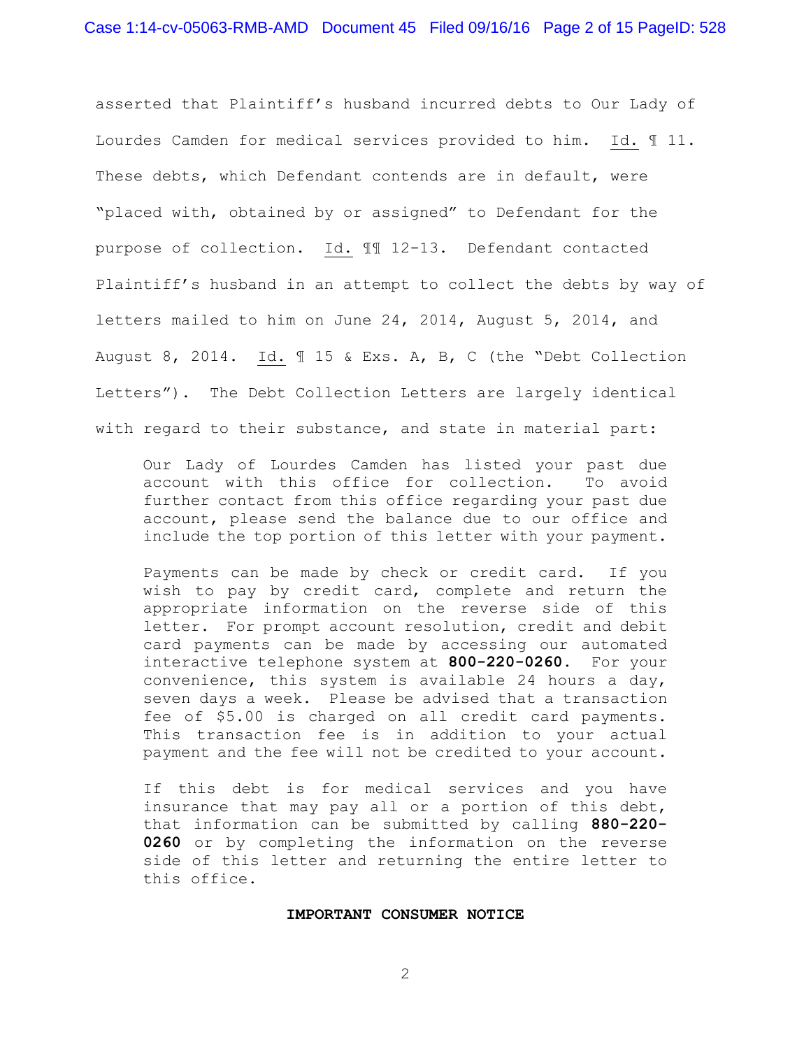asserted that Plaintiff's husband incurred debts to Our Lady of Lourdes Camden for medical services provided to him. Id. ¶ 11. These debts, which Defendant contends are in default, were "placed with, obtained by or assigned" to Defendant for the purpose of collection. Id. ¶¶ 12-13. Defendant contacted Plaintiff's husband in an attempt to collect the debts by way of letters mailed to him on June 24, 2014, August 5, 2014, and August 8, 2014. Id. ¶ 15 & Exs. A, B, C (the "Debt Collection Letters"). The Debt Collection Letters are largely identical with regard to their substance, and state in material part:

> Our Lady of Lourdes Camden has listed your past due account with this office for collection. To avoid further contact from this office regarding your past due account, please send the balance due to our office and include the top portion of this letter with your payment.
>
> Payments can be made by check or credit card. If you wish to pay by credit card, complete and return the appropriate information on the reverse side of this letter. For prompt account resolution, credit and debit card payments can be made by accessing our automated interactive telephone system at **800-220-0260.** For your convenience, this system is available 24 hours a day, seven days a week. Please be advised that a transaction fee of $5.00 is charged on all credit card payments. This transaction fee is in addition to your actual payment and the fee will not be credited to your account.
>
> If this debt is for medical services and you have insurance that may pay all or a portion of this debt, that information can be submitted by calling **880-220-0260** or by completing the information on the reverse side of this letter and returning the entire letter to this office.
>
> **IMPORTANT CONSUMER NOTICE**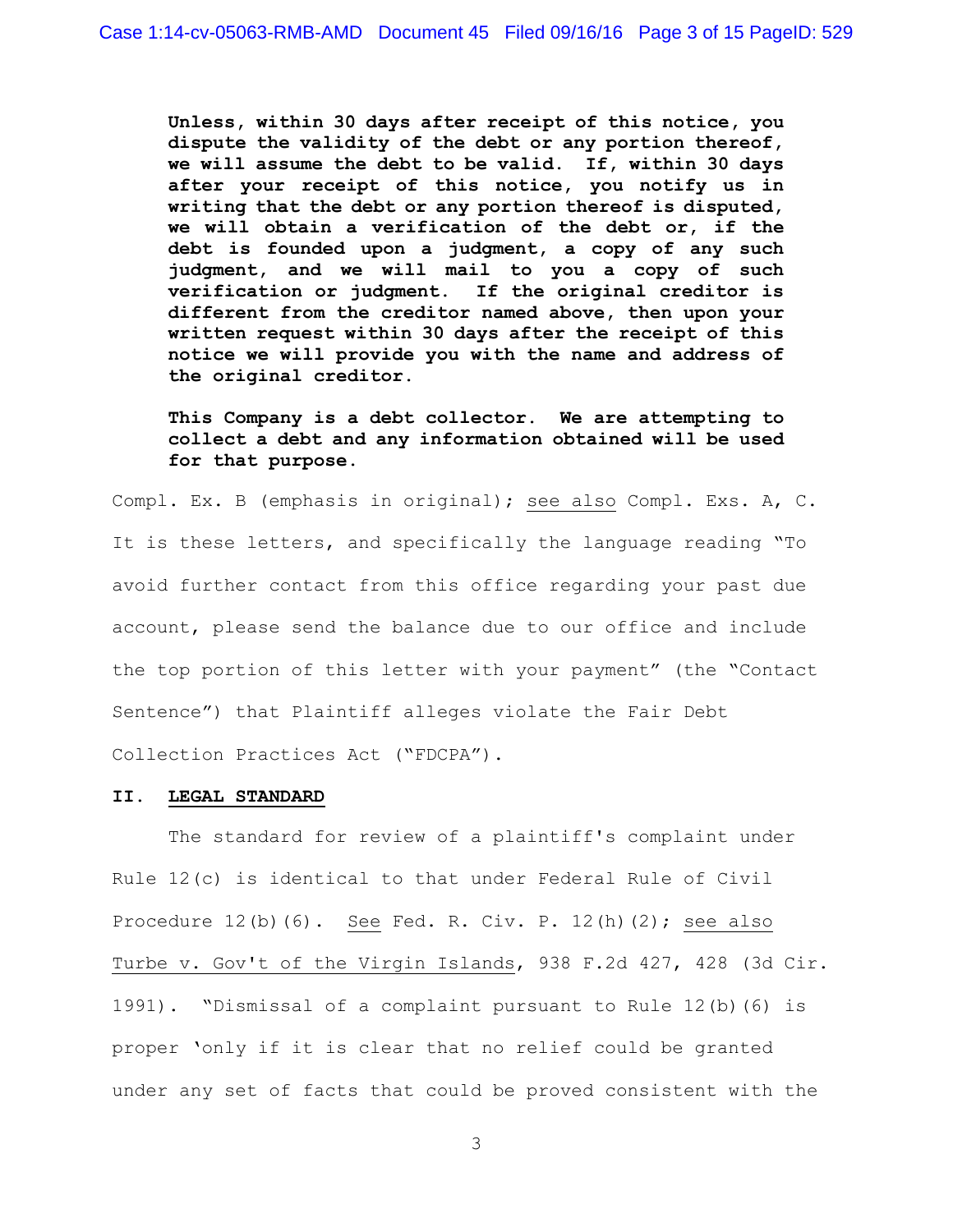> **Unless, within 30 days after receipt of this notice, you dispute the validity of the debt or any portion thereof, we will assume the debt to be valid. If, within 30 days after your receipt of this notice, you notify us in writing that the debt or any portion thereof is disputed, we will obtain a verification of the debt or, if the debt is founded upon a judgment, a copy of any such judgment, and we will mail to you a copy of such verification or judgment. If the original creditor is different from the creditor named above, then upon your written request within 30 days after the receipt of this notice we will provide you with the name and address of the original creditor.**
>
> **This Company is a debt collector. We are attempting to collect a debt and any information obtained will be used for that purpose.**

Compl. Ex. B (emphasis in original); see also Compl. Exs. A, C. It is these letters, and specifically the language reading "To avoid further contact from this office regarding your past due account, please send the balance due to our office and include the top portion of this letter with your payment" (the "Contact Sentence") that Plaintiff alleges violate the Fair Debt Collection Practices Act ("FDCPA").

## II. LEGAL STANDARD

The standard for review of a plaintiff's complaint under Rule 12(c) is identical to that under Federal Rule of Civil Procedure 12(b)(6). See Fed. R. Civ. P. 12(h)(2); see also Turbe v. Gov't of the Virgin Islands, 938 F.2d 427, 428 (3d Cir. 1991). "Dismissal of a complaint pursuant to Rule 12(b)(6) is proper 'only if it is clear that no relief could be granted under any set of facts that could be proved consistent with the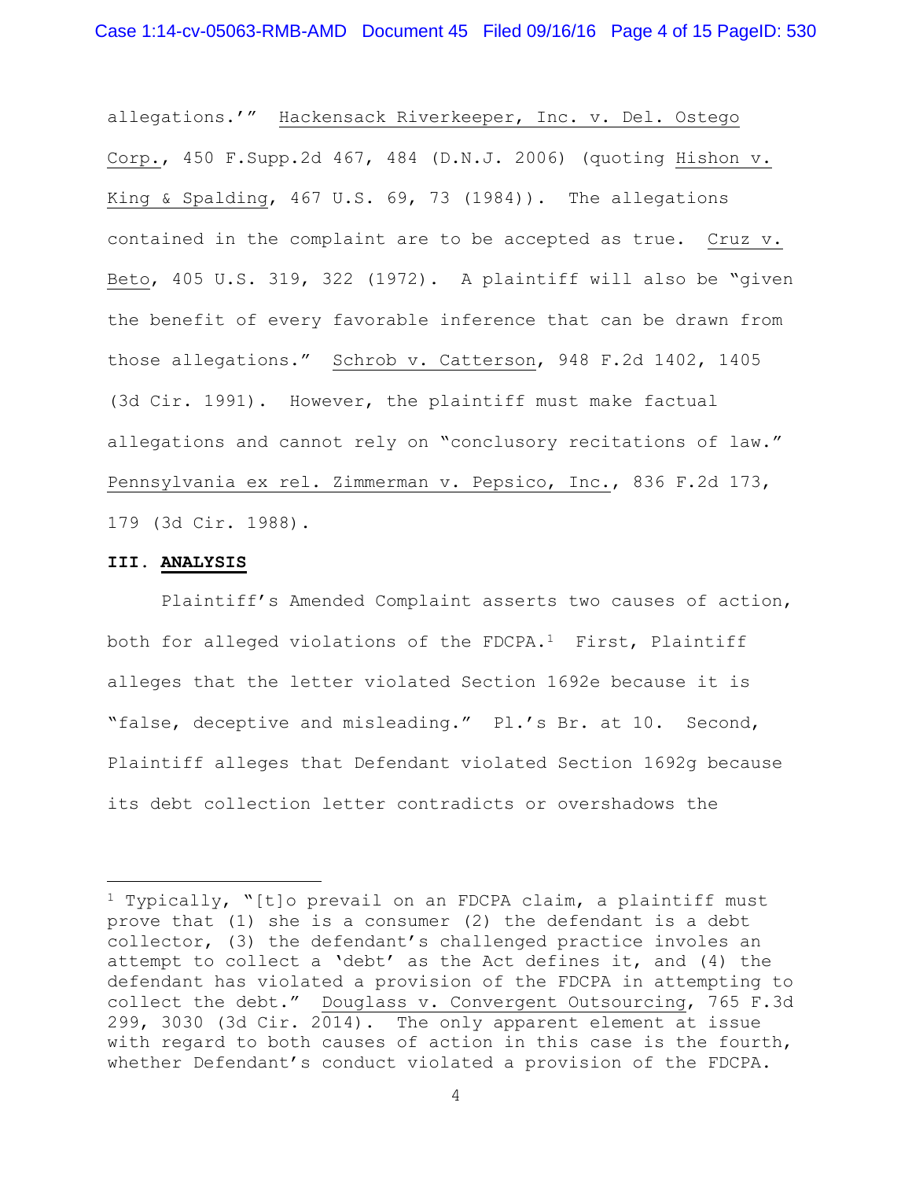allegations.'" Hackensack Riverkeeper, Inc. v. Del. Ostego Corp., 450 F.Supp.2d 467, 484 (D.N.J. 2006) (quoting Hishon v. King & Spalding, 467 U.S. 69, 73 (1984)). The allegations contained in the complaint are to be accepted as true. Cruz v. Beto, 405 U.S. 319, 322 (1972). A plaintiff will also be "given the benefit of every favorable inference that can be drawn from those allegations." Schrob v. Catterson, 948 F.2d 1402, 1405 (3d Cir. 1991). However, the plaintiff must make factual allegations and cannot rely on "conclusory recitations of law." Pennsylvania ex rel. Zimmerman v. Pepsico, Inc., 836 F.2d 173, 179 (3d Cir. 1988).

### III. ANALYSIS

Plaintiff's Amended Complaint asserts two causes of action, both for alleged violations of the FDCPA.[1] First, Plaintiff alleges that the letter violated Section 1692e because it is "false, deceptive and misleading." Pl.'s Br. at 10. Second, Plaintiff alleges that Defendant violated Section 1692g because its debt collection letter contradicts or overshadows the

---

[1] Typically, "[t]o prevail on an FDCPA claim, a plaintiff must prove that (1) she is a consumer (2) the defendant is a debt collector, (3) the defendant's challenged practice involes an attempt to collect a 'debt' as the Act defines it, and (4) the defendant has violated a provision of the FDCPA in attempting to collect the debt." Douglass v. Convergent Outsourcing, 765 F.3d 299, 3030 (3d Cir. 2014). The only apparent element at issue with regard to both causes of action in this case is the fourth, whether Defendant's conduct violated a provision of the FDCPA.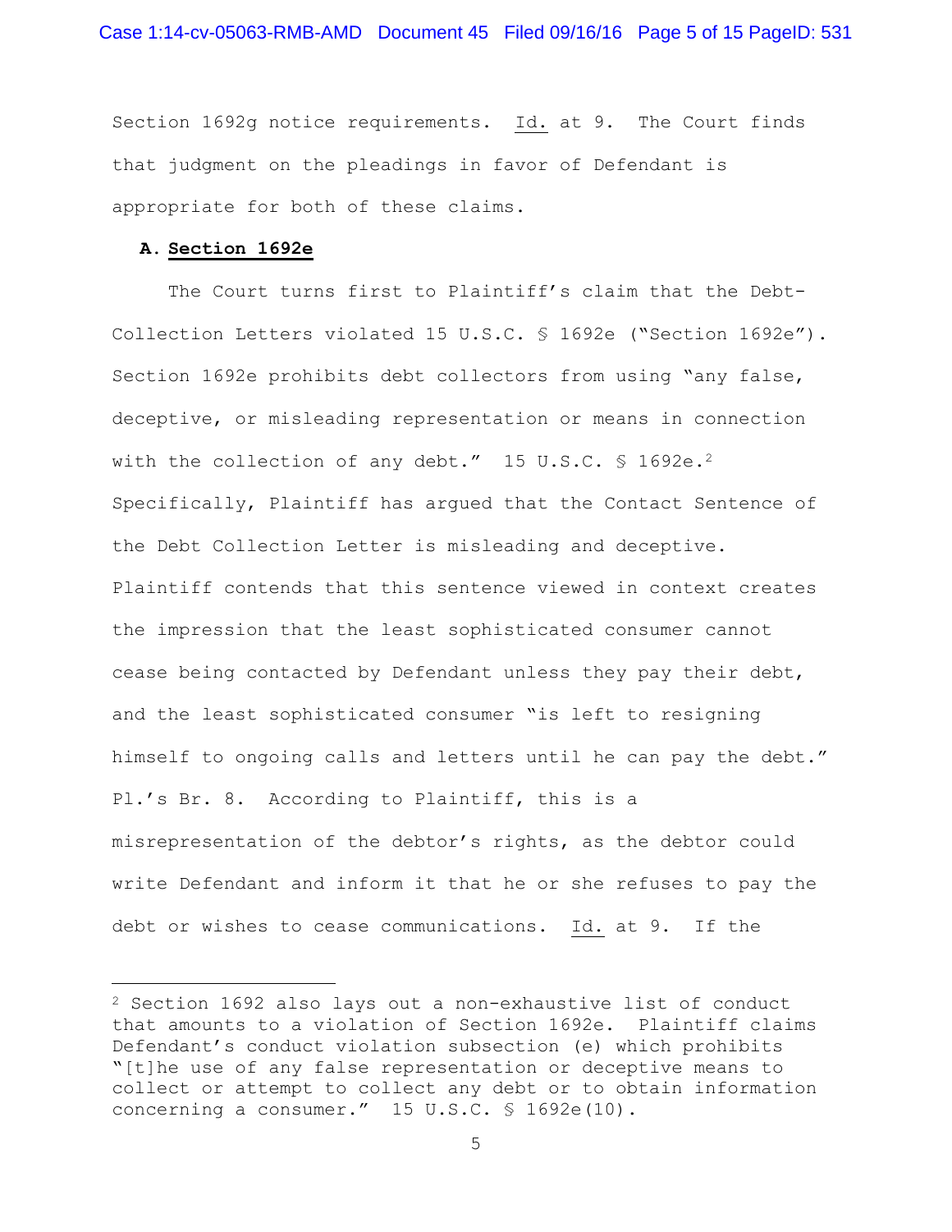Section 1692g notice requirements. Id. at 9. The Court finds that judgment on the pleadings in favor of Defendant is appropriate for both of these claims.

### A. Section 1692e

The Court turns first to Plaintiff's claim that the Debt-Collection Letters violated 15 U.S.C. § 1692e ("Section 1692e"). Section 1692e prohibits debt collectors from using "any false, deceptive, or misleading representation or means in connection with the collection of any debt." 15 U.S.C. § 1692e.[2] Specifically, Plaintiff has argued that the Contact Sentence of the Debt Collection Letter is misleading and deceptive. Plaintiff contends that this sentence viewed in context creates the impression that the least sophisticated consumer cannot cease being contacted by Defendant unless they pay their debt, and the least sophisticated consumer "is left to resigning himself to ongoing calls and letters until he can pay the debt." Pl.'s Br. 8. According to Plaintiff, this is a misrepresentation of the debtor's rights, as the debtor could write Defendant and inform it that he or she refuses to pay the debt or wishes to cease communications. Id. at 9. If the

---

[2] Section 1692 also lays out a non-exhaustive list of conduct that amounts to a violation of Section 1692e. Plaintiff claims Defendant's conduct violation subsection (e) which prohibits "[t]he use of any false representation or deceptive means to collect or attempt to collect any debt or to obtain information concerning a consumer." 15 U.S.C. § 1692e(10).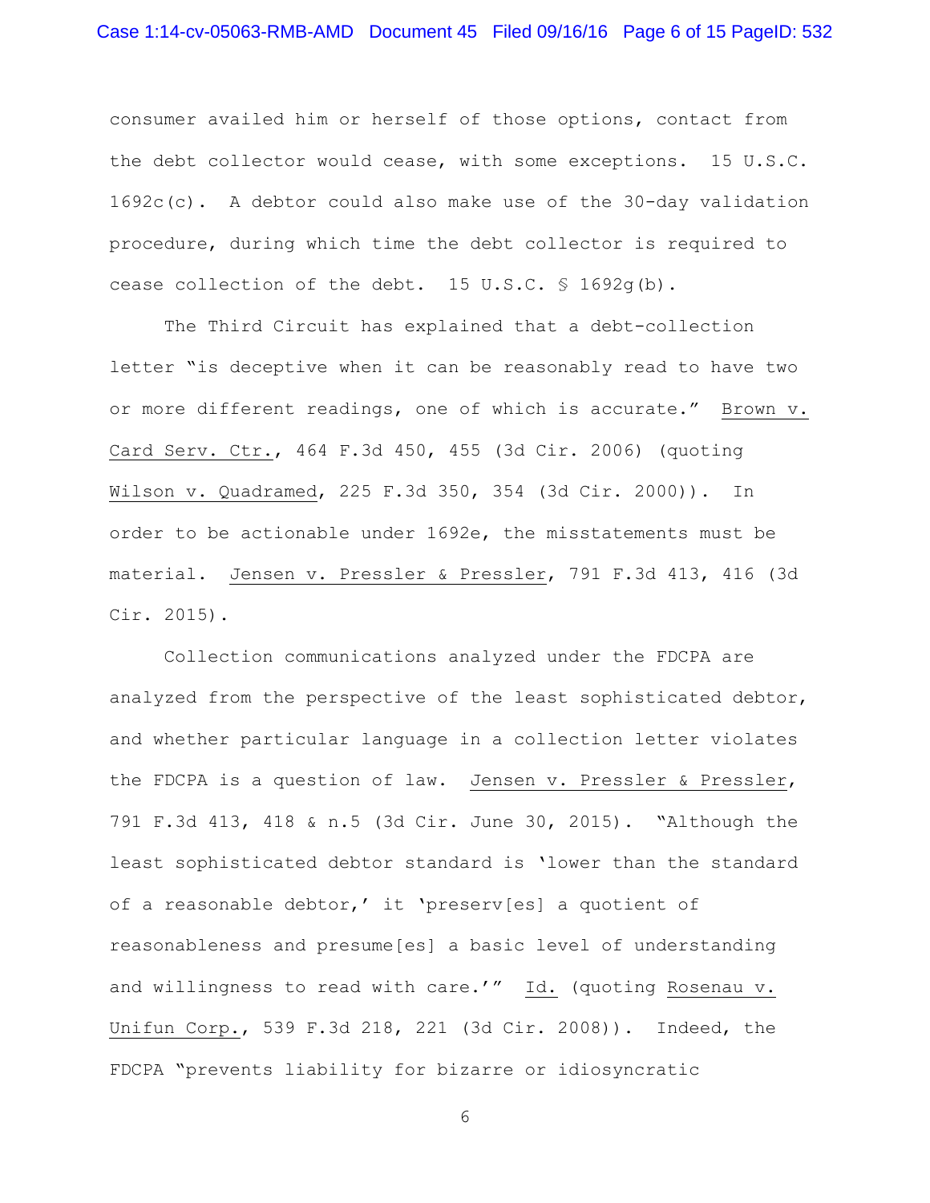consumer availed him or herself of those options, contact from the debt collector would cease, with some exceptions. 15 U.S.C. 1692c(c). A debtor could also make use of the 30-day validation procedure, during which time the debt collector is required to cease collection of the debt. 15 U.S.C. § 1692g(b).

The Third Circuit has explained that a debt-collection letter "is deceptive when it can be reasonably read to have two or more different readings, one of which is accurate." Brown v. Card Serv. Ctr., 464 F.3d 450, 455 (3d Cir. 2006) (quoting Wilson v. Quadramed, 225 F.3d 350, 354 (3d Cir. 2000)). In order to be actionable under 1692e, the misstatements must be material. Jensen v. Pressler & Pressler, 791 F.3d 413, 416 (3d Cir. 2015).

Collection communications analyzed under the FDCPA are analyzed from the perspective of the least sophisticated debtor, and whether particular language in a collection letter violates the FDCPA is a question of law. Jensen v. Pressler & Pressler, 791 F.3d 413, 418 & n.5 (3d Cir. June 30, 2015). "Although the least sophisticated debtor standard is 'lower than the standard of a reasonable debtor,' it 'preserv[es] a quotient of reasonableness and presume[es] a basic level of understanding and willingness to read with care.'" Id. (quoting Rosenau v. Unifun Corp., 539 F.3d 218, 221 (3d Cir. 2008)). Indeed, the FDCPA "prevents liability for bizarre or idiosyncratic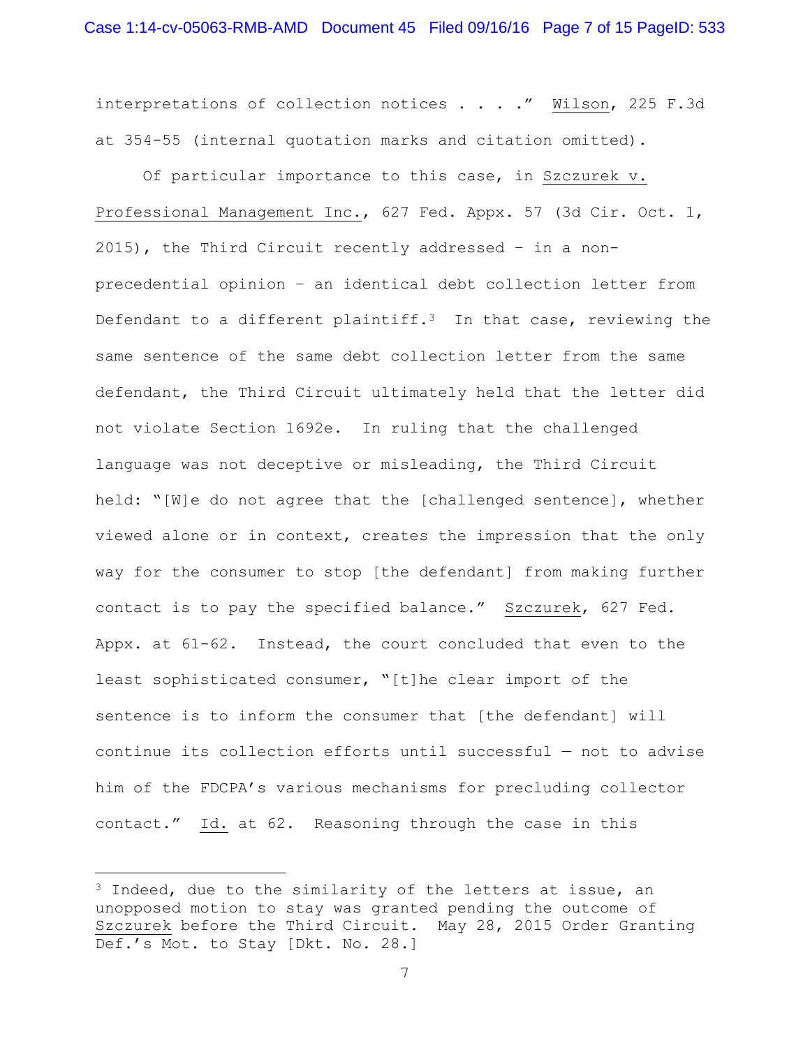interpretations of collection notices . . . ." Wilson, 225 F.3d at 354-55 (internal quotation marks and citation omitted).

Of particular importance to this case, in Szczurek v. Professional Management Inc., 627 Fed. Appx. 57 (3d Cir. Oct. 1, 2015), the Third Circuit recently addressed – in a non-precedential opinion – an identical debt collection letter from Defendant to a different plaintiff.[3] In that case, reviewing the same sentence of the same debt collection letter from the same defendant, the Third Circuit ultimately held that the letter did not violate Section 1692e. In ruling that the challenged language was not deceptive or misleading, the Third Circuit held: "[W]e do not agree that the [challenged sentence], whether viewed alone or in context, creates the impression that the only way for the consumer to stop [the defendant] from making further contact is to pay the specified balance." Szczurek, 627 Fed. Appx. at 61-62. Instead, the court concluded that even to the least sophisticated consumer, "[t]he clear import of the sentence is to inform the consumer that [the defendant] will continue its collection efforts until successful — not to advise him of the FDCPA's various mechanisms for precluding collector contact." Id. at 62. Reasoning through the case in this

---

[3] Indeed, due to the similarity of the letters at issue, an unopposed motion to stay was granted pending the outcome of Szczurek before the Third Circuit. May 28, 2015 Order Granting Def.'s Mot. to Stay [Dkt. No. 28.]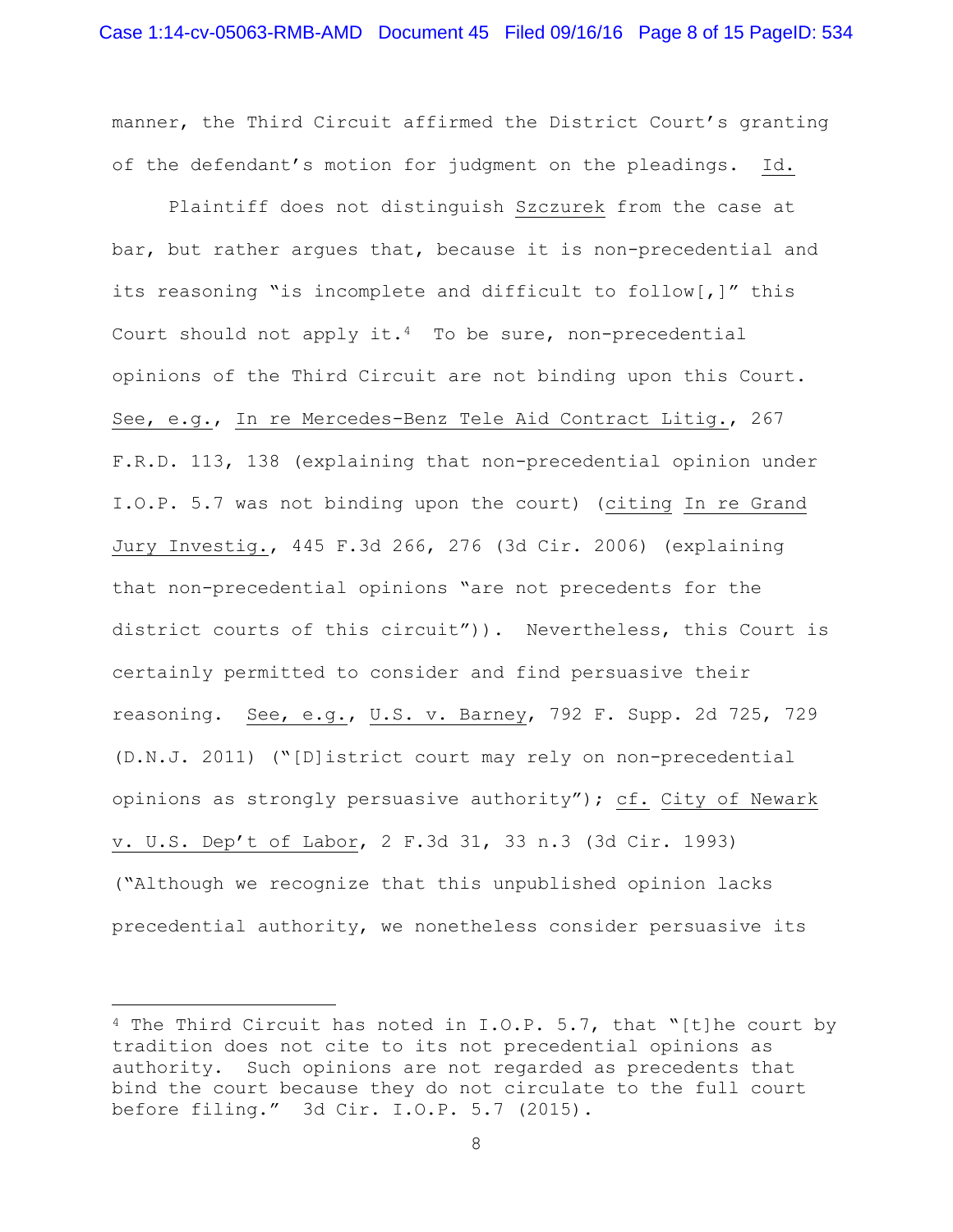manner, the Third Circuit affirmed the District Court's granting of the defendant's motion for judgment on the pleadings. Id.

Plaintiff does not distinguish Szczurek from the case at bar, but rather argues that, because it is non-precedential and its reasoning "is incomplete and difficult to follow[,]" this Court should not apply it.[4] To be sure, non-precedential opinions of the Third Circuit are not binding upon this Court. See, e.g., In re Mercedes-Benz Tele Aid Contract Litig., 267 F.R.D. 113, 138 (explaining that non-precedential opinion under I.O.P. 5.7 was not binding upon the court) (citing In re Grand Jury Investig., 445 F.3d 266, 276 (3d Cir. 2006) (explaining that non-precedential opinions "are not precedents for the district courts of this circuit")). Nevertheless, this Court is certainly permitted to consider and find persuasive their reasoning. See, e.g., U.S. v. Barney, 792 F. Supp. 2d 725, 729 (D.N.J. 2011) ("[D]istrict court may rely on non-precedential opinions as strongly persuasive authority"); cf. City of Newark v. U.S. Dep't of Labor, 2 F.3d 31, 33 n.3 (3d Cir. 1993) ("Although we recognize that this unpublished opinion lacks precedential authority, we nonetheless consider persuasive its

[4] The Third Circuit has noted in I.O.P. 5.7, that "[t]he court by tradition does not cite to its not precedential opinions as authority. Such opinions are not regarded as precedents that bind the court because they do not circulate to the full court before filing." 3d Cir. I.O.P. 5.7 (2015).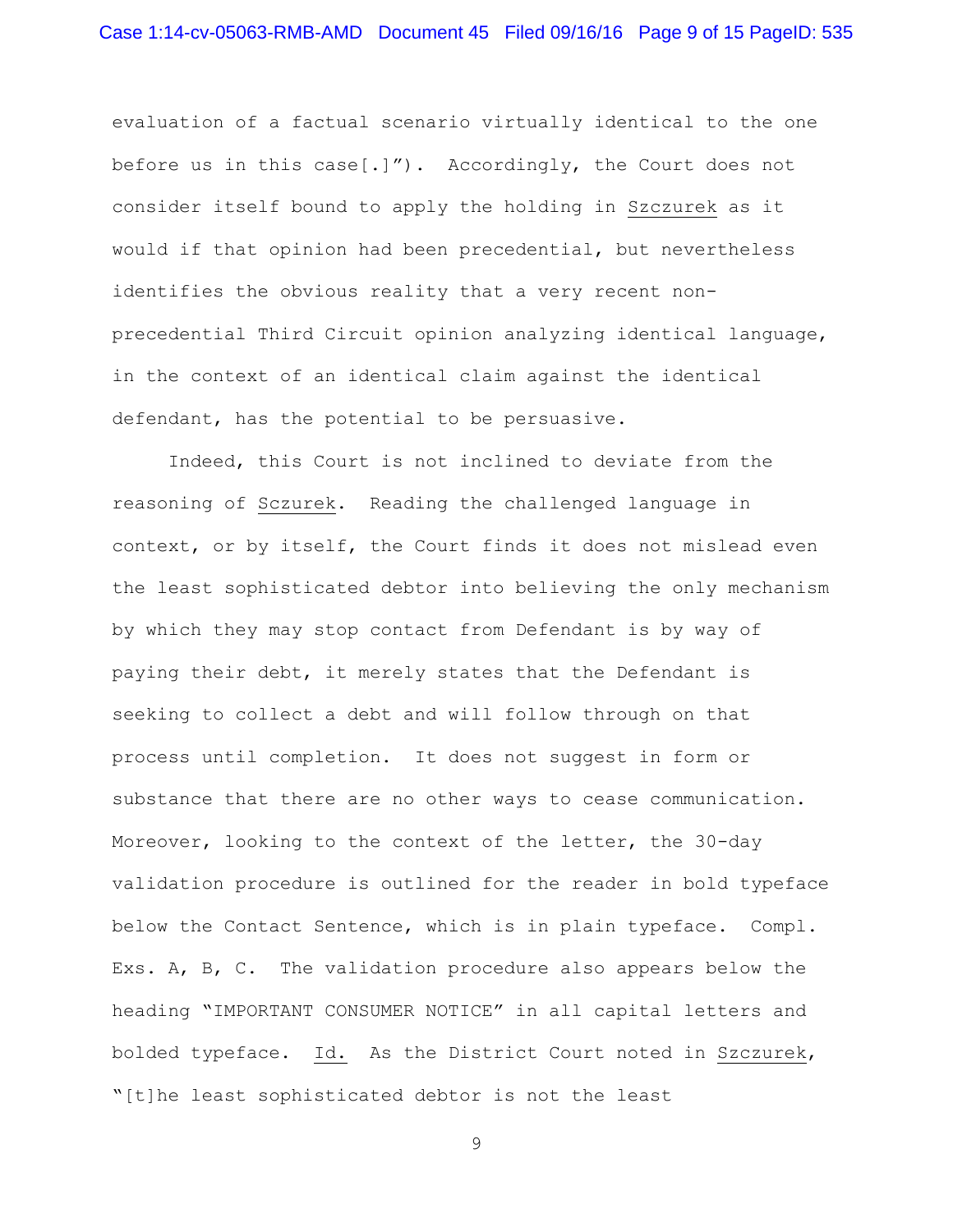evaluation of a factual scenario virtually identical to the one before us in this case[.]"). Accordingly, the Court does not consider itself bound to apply the holding in Szczurek as it would if that opinion had been precedential, but nevertheless identifies the obvious reality that a very recent non-precedential Third Circuit opinion analyzing identical language, in the context of an identical claim against the identical defendant, has the potential to be persuasive.

Indeed, this Court is not inclined to deviate from the reasoning of Sczurek. Reading the challenged language in context, or by itself, the Court finds it does not mislead even the least sophisticated debtor into believing the only mechanism by which they may stop contact from Defendant is by way of paying their debt, it merely states that the Defendant is seeking to collect a debt and will follow through on that process until completion. It does not suggest in form or substance that there are no other ways to cease communication. Moreover, looking to the context of the letter, the 30-day validation procedure is outlined for the reader in bold typeface below the Contact Sentence, which is in plain typeface. Compl. Exs. A, B, C. The validation procedure also appears below the heading "IMPORTANT CONSUMER NOTICE" in all capital letters and bolded typeface. Id. As the District Court noted in Szczurek, "[t]he least sophisticated debtor is not the least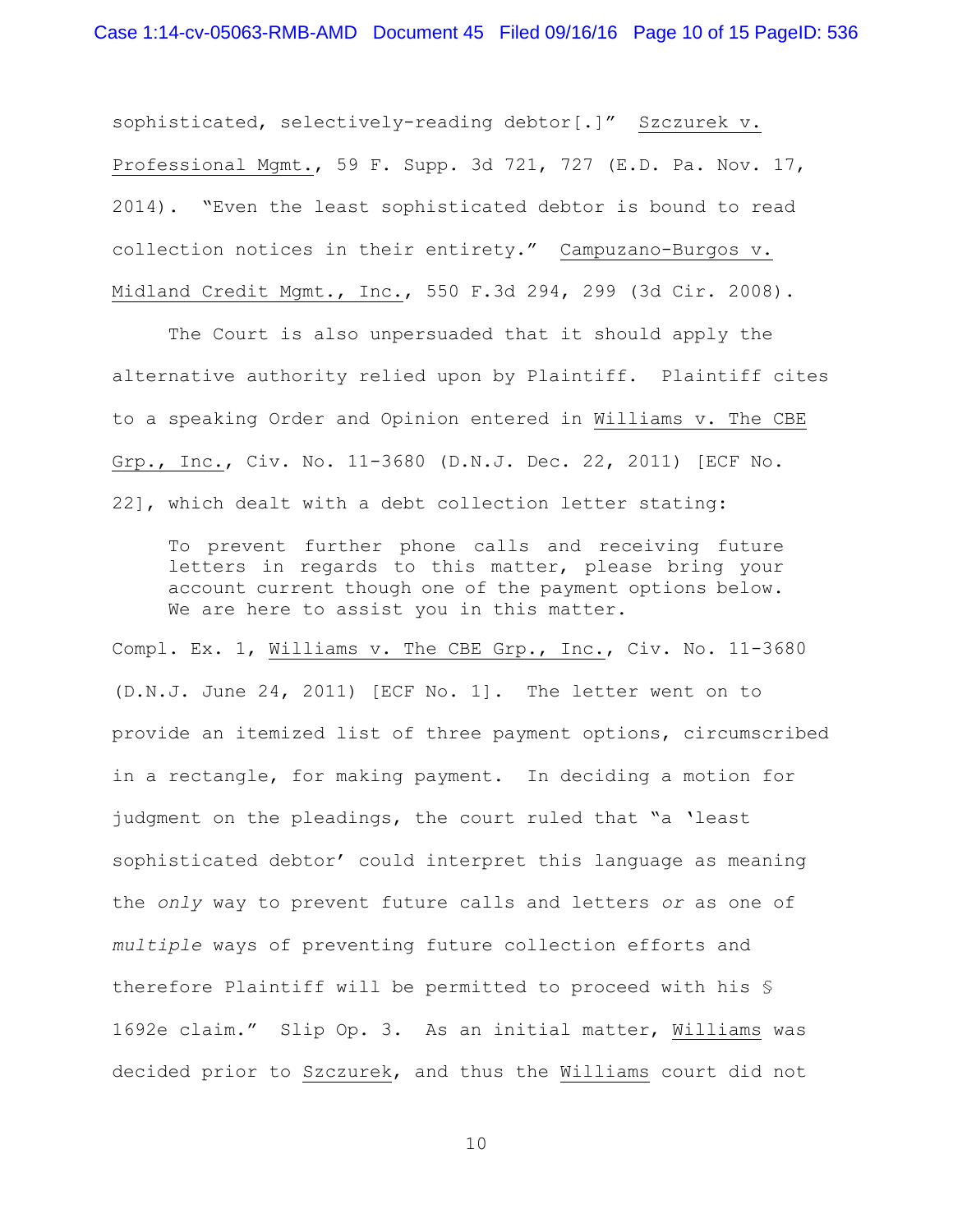sophisticated, selectively-reading debtor[.]" Szczurek v. Professional Mgmt., 59 F. Supp. 3d 721, 727 (E.D. Pa. Nov. 17, 2014). "Even the least sophisticated debtor is bound to read collection notices in their entirety." Campuzano-Burgos v. Midland Credit Mgmt., Inc., 550 F.3d 294, 299 (3d Cir. 2008).

The Court is also unpersuaded that it should apply the alternative authority relied upon by Plaintiff. Plaintiff cites to a speaking Order and Opinion entered in Williams v. The CBE Grp., Inc., Civ. No. 11-3680 (D.N.J. Dec. 22, 2011) [ECF No. 22], which dealt with a debt collection letter stating:

> To prevent further phone calls and receiving future letters in regards to this matter, please bring your account current though one of the payment options below. We are here to assist you in this matter.

Compl. Ex. 1, Williams v. The CBE Grp., Inc., Civ. No. 11-3680 (D.N.J. June 24, 2011) [ECF No. 1]. The letter went on to provide an itemized list of three payment options, circumscribed in a rectangle, for making payment. In deciding a motion for judgment on the pleadings, the court ruled that "a 'least sophisticated debtor' could interpret this language as meaning the *only* way to prevent future calls and letters *or* as one of *multiple* ways of preventing future collection efforts and therefore Plaintiff will be permitted to proceed with his § 1692e claim." Slip Op. 3. As an initial matter, Williams was decided prior to Szczurek, and thus the Williams court did not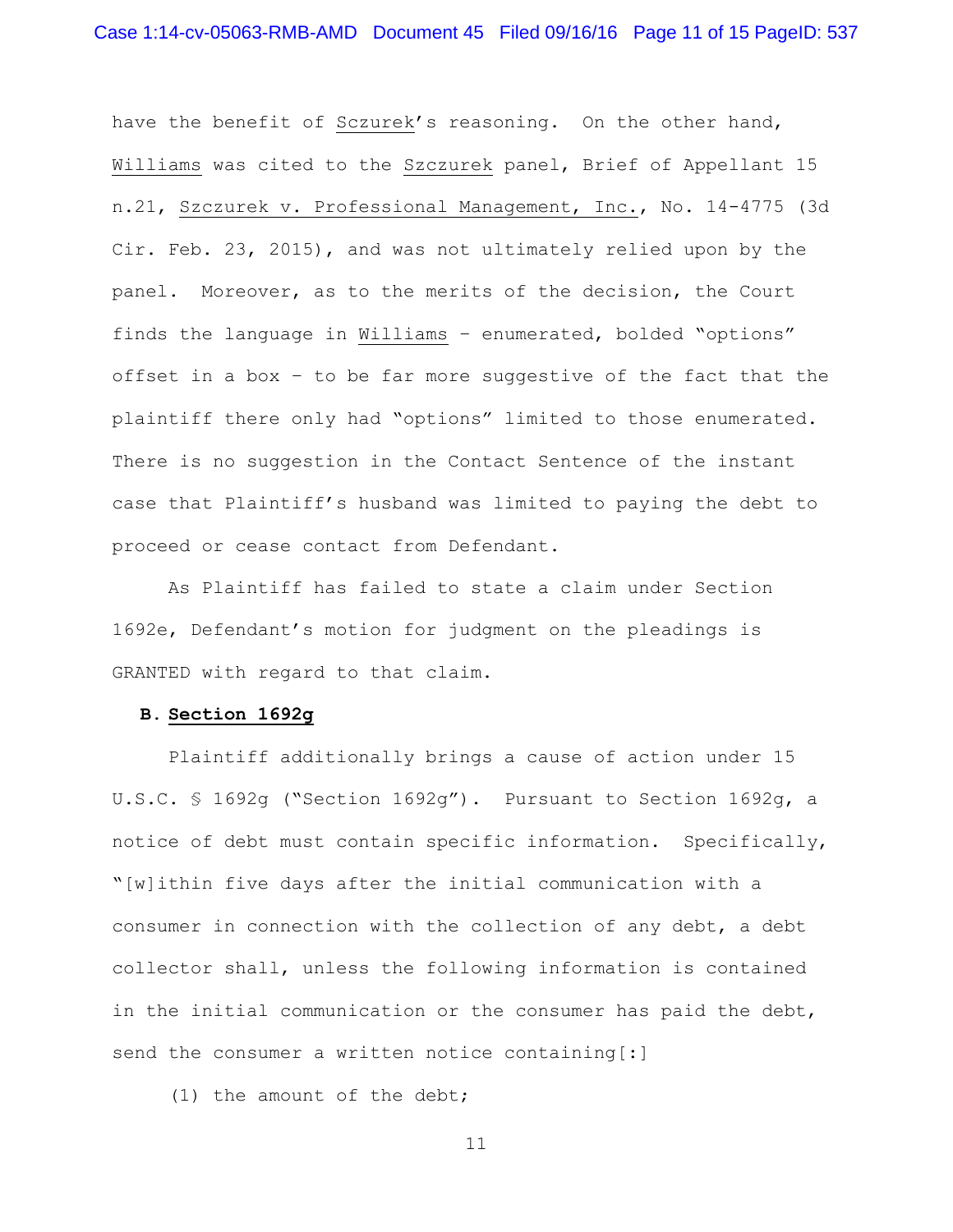have the benefit of Sczurek's reasoning. On the other hand, Williams was cited to the Szczurek panel, Brief of Appellant 15 n.21, Szczurek v. Professional Management, Inc., No. 14-4775 (3d Cir. Feb. 23, 2015), and was not ultimately relied upon by the panel. Moreover, as to the merits of the decision, the Court finds the language in Williams – enumerated, bolded "options" offset in a box – to be far more suggestive of the fact that the plaintiff there only had "options" limited to those enumerated. There is no suggestion in the Contact Sentence of the instant case that Plaintiff's husband was limited to paying the debt to proceed or cease contact from Defendant.

As Plaintiff has failed to state a claim under Section 1692e, Defendant's motion for judgment on the pleadings is GRANTED with regard to that claim.

**B. Section 1692g**

Plaintiff additionally brings a cause of action under 15 U.S.C. § 1692g ("Section 1692g"). Pursuant to Section 1692g, a notice of debt must contain specific information. Specifically, "[w]ithin five days after the initial communication with a consumer in connection with the collection of any debt, a debt collector shall, unless the following information is contained in the initial communication or the consumer has paid the debt, send the consumer a written notice containing[:]

(1) the amount of the debt;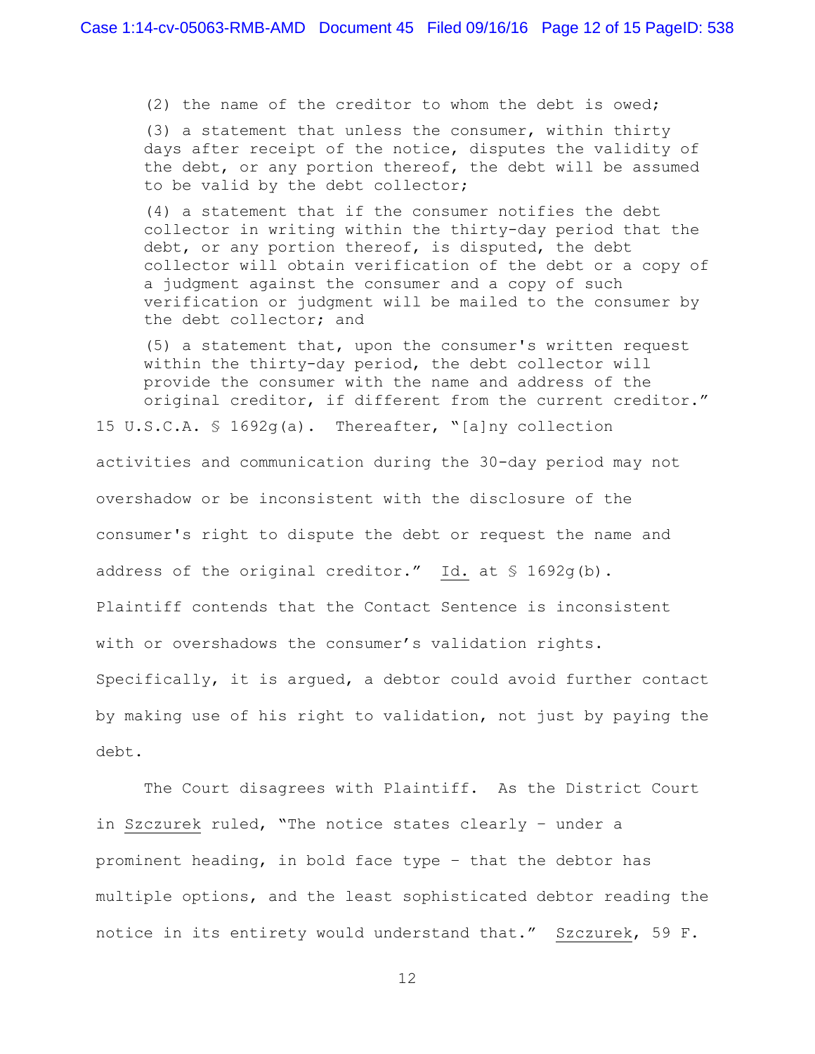(2) the name of the creditor to whom the debt is owed;

(3) a statement that unless the consumer, within thirty days after receipt of the notice, disputes the validity of the debt, or any portion thereof, the debt will be assumed to be valid by the debt collector;

(4) a statement that if the consumer notifies the debt collector in writing within the thirty-day period that the debt, or any portion thereof, is disputed, the debt collector will obtain verification of the debt or a copy of a judgment against the consumer and a copy of such verification or judgment will be mailed to the consumer by the debt collector; and

(5) a statement that, upon the consumer's written request within the thirty-day period, the debt collector will provide the consumer with the name and address of the original creditor, if different from the current creditor."

15 U.S.C.A. § 1692g(a). Thereafter, "[a]ny collection activities and communication during the 30-day period may not overshadow or be inconsistent with the disclosure of the consumer's right to dispute the debt or request the name and address of the original creditor." Id. at § 1692g(b). Plaintiff contends that the Contact Sentence is inconsistent with or overshadows the consumer's validation rights. Specifically, it is argued, a debtor could avoid further contact by making use of his right to validation, not just by paying the debt.

The Court disagrees with Plaintiff. As the District Court in Szczurek ruled, "The notice states clearly – under a prominent heading, in bold face type – that the debtor has multiple options, and the least sophisticated debtor reading the notice in its entirety would understand that." Szczurek, 59 F.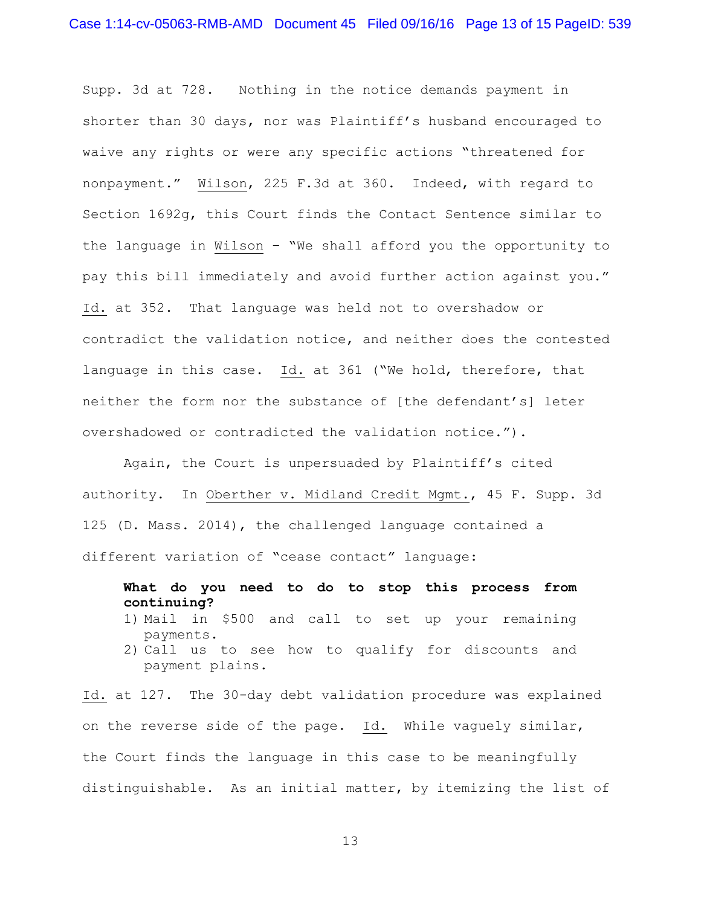Supp. 3d at 728. Nothing in the notice demands payment in shorter than 30 days, nor was Plaintiff's husband encouraged to waive any rights or were any specific actions "threatened for nonpayment." Wilson, 225 F.3d at 360. Indeed, with regard to Section 1692g, this Court finds the Contact Sentence similar to the language in Wilson – "We shall afford you the opportunity to pay this bill immediately and avoid further action against you." Id. at 352. That language was held not to overshadow or contradict the validation notice, and neither does the contested language in this case. Id. at 361 ("We hold, therefore, that neither the form nor the substance of [the defendant's] leter overshadowed or contradicted the validation notice.").

Again, the Court is unpersuaded by Plaintiff's cited authority. In Oberther v. Midland Credit Mgmt., 45 F. Supp. 3d 125 (D. Mass. 2014), the challenged language contained a different variation of "cease contact" language:

> **What do you need to do to stop this process from continuing?**
> 1) Mail in $500 and call to set up your remaining payments.
> 2) Call us to see how to qualify for discounts and payment plains.

Id. at 127. The 30-day debt validation procedure was explained on the reverse side of the page. Id. While vaguely similar, the Court finds the language in this case to be meaningfully distinguishable. As an initial matter, by itemizing the list of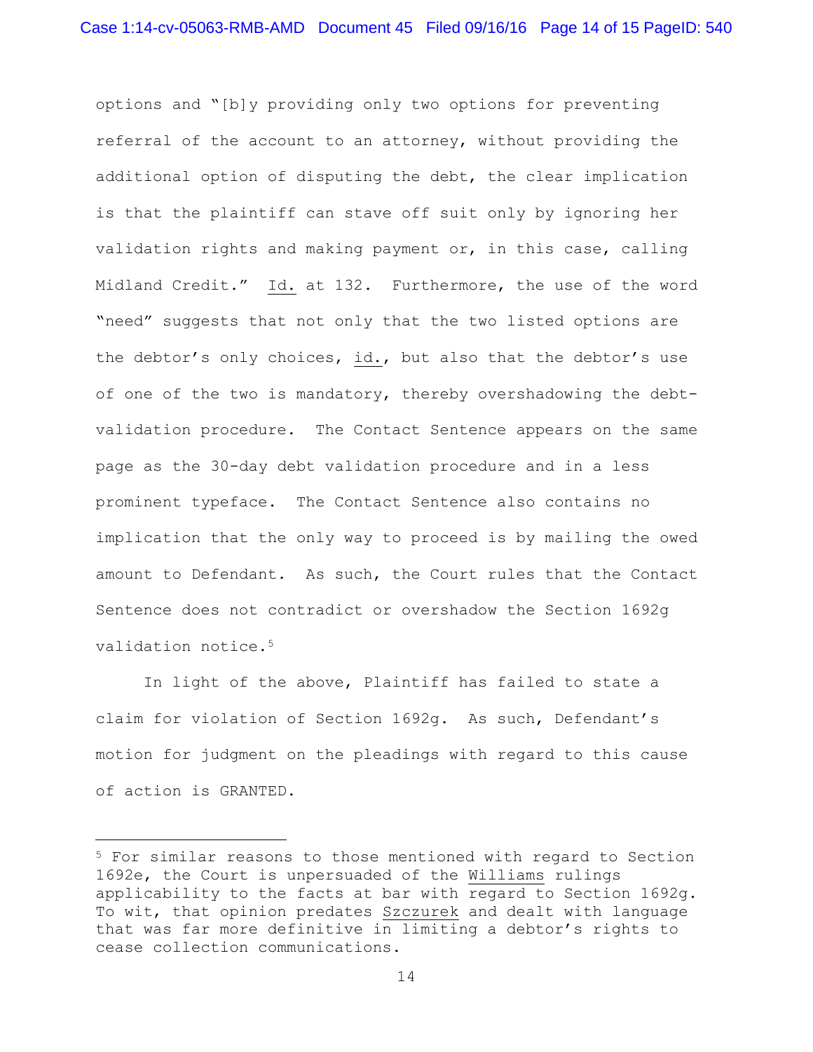options and "[b]y providing only two options for preventing referral of the account to an attorney, without providing the additional option of disputing the debt, the clear implication is that the plaintiff can stave off suit only by ignoring her validation rights and making payment or, in this case, calling Midland Credit." Id. at 132. Furthermore, the use of the word "need" suggests that not only that the two listed options are the debtor's only choices, id., but also that the debtor's use of one of the two is mandatory, thereby overshadowing the debt-validation procedure. The Contact Sentence appears on the same page as the 30-day debt validation procedure and in a less prominent typeface. The Contact Sentence also contains no implication that the only way to proceed is by mailing the owed amount to Defendant. As such, the Court rules that the Contact Sentence does not contradict or overshadow the Section 1692g validation notice.[5]

In light of the above, Plaintiff has failed to state a claim for violation of Section 1692g. As such, Defendant's motion for judgment on the pleadings with regard to this cause of action is GRANTED.

---

[5] For similar reasons to those mentioned with regard to Section 1692e, the Court is unpersuaded of the Williams rulings applicability to the facts at bar with regard to Section 1692g. To wit, that opinion predates Szczurek and dealt with language that was far more definitive in limiting a debtor's rights to cease collection communications.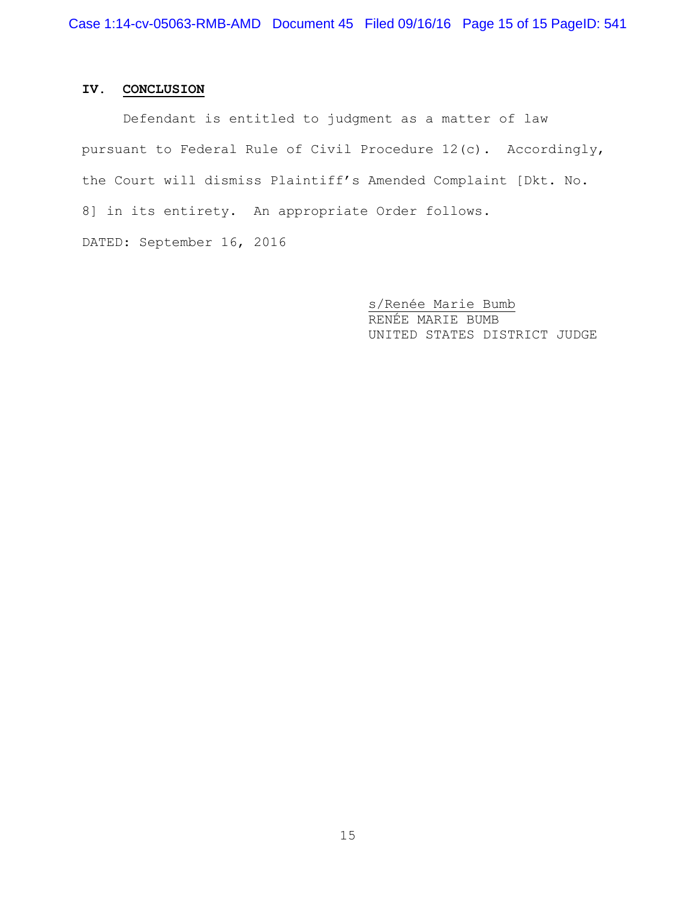## IV. CONCLUSION

Defendant is entitled to judgment as a matter of law pursuant to Federal Rule of Civil Procedure 12(c). Accordingly, the Court will dismiss Plaintiff's Amended Complaint [Dkt. No. 8] in its entirety. An appropriate Order follows.

DATED: September 16, 2016

s/Renée Marie Bumb
RENÉE MARIE BUMB
UNITED STATES DISTRICT JUDGE